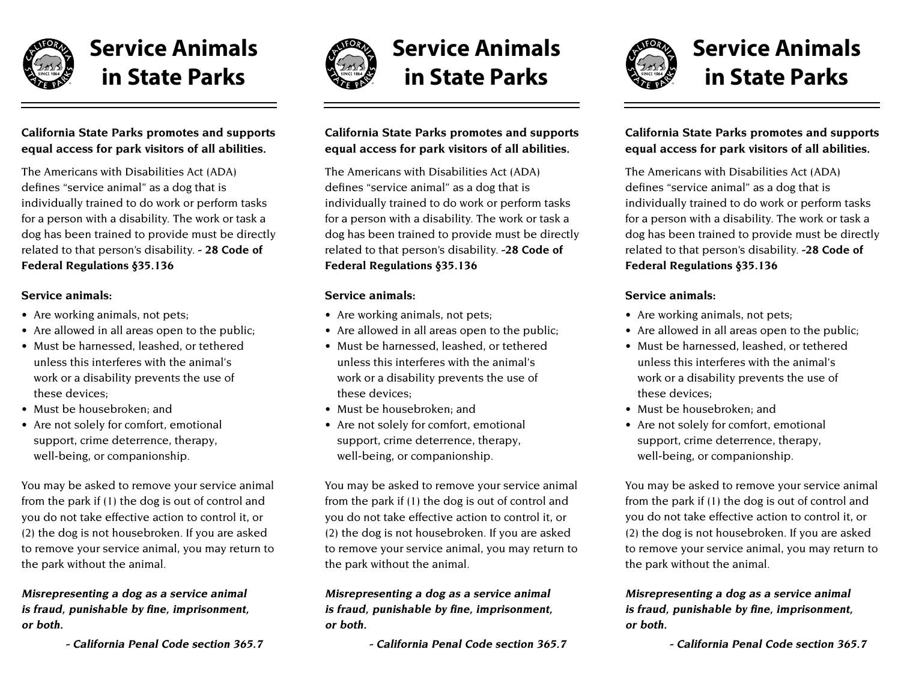# Service Animals in State Parks

**California State Parks promotes and supports equal access for park visitors of all abilities.**

The Americans with Disabilities Act (ADA) defines "service animal" as a dog that is individually trained to do work or perform tasks for a person with a disability. The work or task a dog has been trained to provide must be directly related to that person's disability. **- 28 Code of Federal Regulations §35.136**

**Service animals:**

- Are working animals, not pets;
- Are allowed in all areas open to the public;
- Must be harnessed, leashed, or tethered unless this interferes with the animal's work or a disability prevents the use of these devices;
- Must be housebroken; and
- Are not solely for comfort, emotional support, crime deterrence, therapy, well-being, or companionship.

You may be asked to remove your service animal from the park if (1) the dog is out of control and you do not take effective action to control it, or (2) the dog is not housebroken. If you are asked to remove your service animal, you may return to the park without the animal.

***Misrepresenting a dog as a service animal is fraud, punishable by fine, imprisonment, or both.***

***- California Penal Code section 365.7***

# Service Animals in State Parks

**California State Parks promotes and supports equal access for park visitors of all abilities.**

The Americans with Disabilities Act (ADA) defines "service animal" as a dog that is individually trained to do work or perform tasks for a person with a disability. The work or task a dog has been trained to provide must be directly related to that person's disability. **-28 Code of Federal Regulations §35.136**

**Service animals:**

- Are working animals, not pets;
- Are allowed in all areas open to the public;
- Must be harnessed, leashed, or tethered unless this interferes with the animal's work or a disability prevents the use of these devices;
- Must be housebroken; and
- Are not solely for comfort, emotional support, crime deterrence, therapy, well-being, or companionship.

You may be asked to remove your service animal from the park if (1) the dog is out of control and you do not take effective action to control it, or (2) the dog is not housebroken. If you are asked to remove your service animal, you may return to the park without the animal.

***Misrepresenting a dog as a service animal is fraud, punishable by fine, imprisonment, or both.***

***- California Penal Code section 365.7***

# Service Animals in State Parks

**California State Parks promotes and supports equal access for park visitors of all abilities.**

The Americans with Disabilities Act (ADA) defines "service animal" as a dog that is individually trained to do work or perform tasks for a person with a disability. The work or task a dog has been trained to provide must be directly related to that person's disability. **-28 Code of Federal Regulations §35.136**

**Service animals:**

- Are working animals, not pets;
- Are allowed in all areas open to the public;
- Must be harnessed, leashed, or tethered unless this interferes with the animal's work or a disability prevents the use of these devices;
- Must be housebroken; and
- Are not solely for comfort, emotional support, crime deterrence, therapy, well-being, or companionship.

You may be asked to remove your service animal from the park if (1) the dog is out of control and you do not take effective action to control it, or (2) the dog is not housebroken. If you are asked to remove your service animal, you may return to the park without the animal.

***Misrepresenting a dog as a service animal is fraud, punishable by fine, imprisonment, or both.***

***- California Penal Code section 365.7***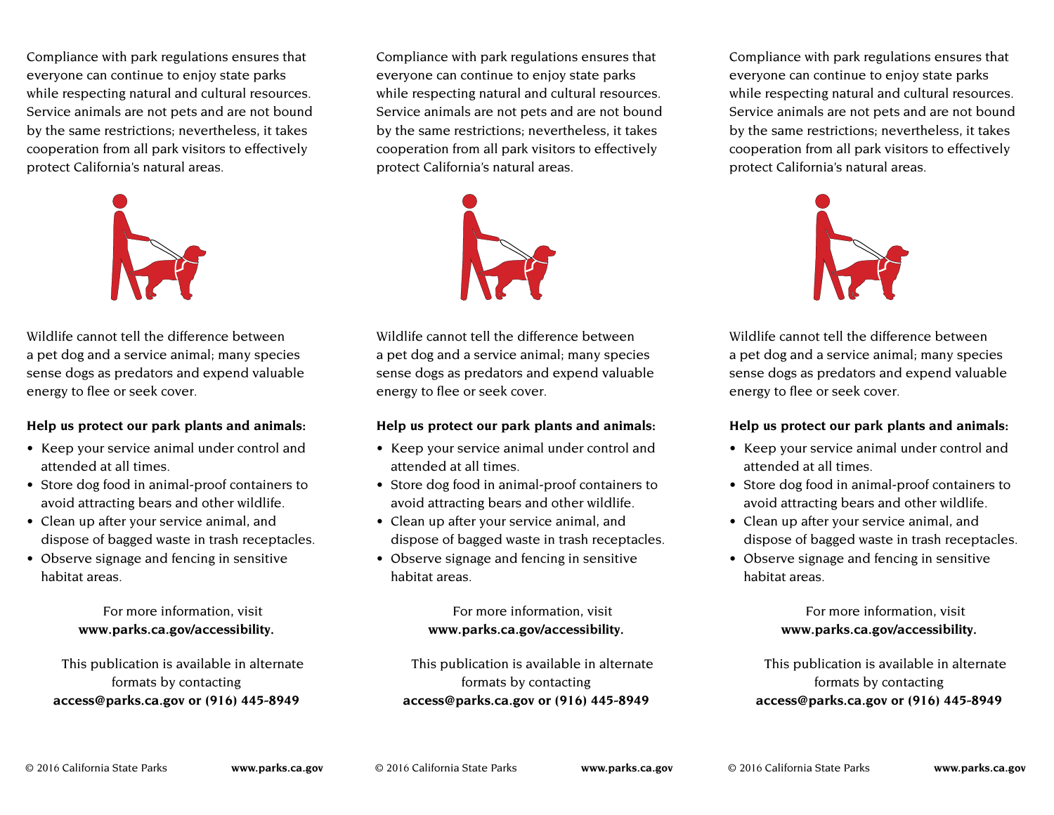Compliance with park regulations ensures that everyone can continue to enjoy state parks while respecting natural and cultural resources. Service animals are not pets and are not bound by the same restrictions; nevertheless, it takes cooperation from all park visitors to effectively protect California's natural areas.

Wildlife cannot tell the difference between a pet dog and a service animal; many species sense dogs as predators and expend valuable energy to flee or seek cover.

**Help us protect our park plants and animals:**

- Keep your service animal under control and attended at all times.
- Store dog food in animal-proof containers to avoid attracting bears and other wildlife.
- Clean up after your service animal, and dispose of bagged waste in trash receptacles.
- Observe signage and fencing in sensitive habitat areas.

For more information, visit
**www.parks.ca.gov/accessibility.**

This publication is available in alternate formats by contacting
**access@parks.ca.gov or (916) 445-8949**

© 2016 California State Parks **www.parks.ca.gov**

Compliance with park regulations ensures that everyone can continue to enjoy state parks while respecting natural and cultural resources. Service animals are not pets and are not bound by the same restrictions; nevertheless, it takes cooperation from all park visitors to effectively protect California's natural areas.

Wildlife cannot tell the difference between a pet dog and a service animal; many species sense dogs as predators and expend valuable energy to flee or seek cover.

**Help us protect our park plants and animals:**

- Keep your service animal under control and attended at all times.
- Store dog food in animal-proof containers to avoid attracting bears and other wildlife.
- Clean up after your service animal, and dispose of bagged waste in trash receptacles.
- Observe signage and fencing in sensitive habitat areas.

For more information, visit
**www.parks.ca.gov/accessibility.**

This publication is available in alternate formats by contacting
**access@parks.ca.gov or (916) 445-8949**

© 2016 California State Parks **www.parks.ca.gov**

Compliance with park regulations ensures that everyone can continue to enjoy state parks while respecting natural and cultural resources. Service animals are not pets and are not bound by the same restrictions; nevertheless, it takes cooperation from all park visitors to effectively protect California's natural areas.

Wildlife cannot tell the difference between a pet dog and a service animal; many species sense dogs as predators and expend valuable energy to flee or seek cover.

**Help us protect our park plants and animals:**

- Keep your service animal under control and attended at all times.
- Store dog food in animal-proof containers to avoid attracting bears and other wildlife.
- Clean up after your service animal, and dispose of bagged waste in trash receptacles.
- Observe signage and fencing in sensitive habitat areas.

For more information, visit
**www.parks.ca.gov/accessibility.**

This publication is available in alternate formats by contacting
**access@parks.ca.gov or (916) 445-8949**

© 2016 California State Parks **www.parks.ca.gov**